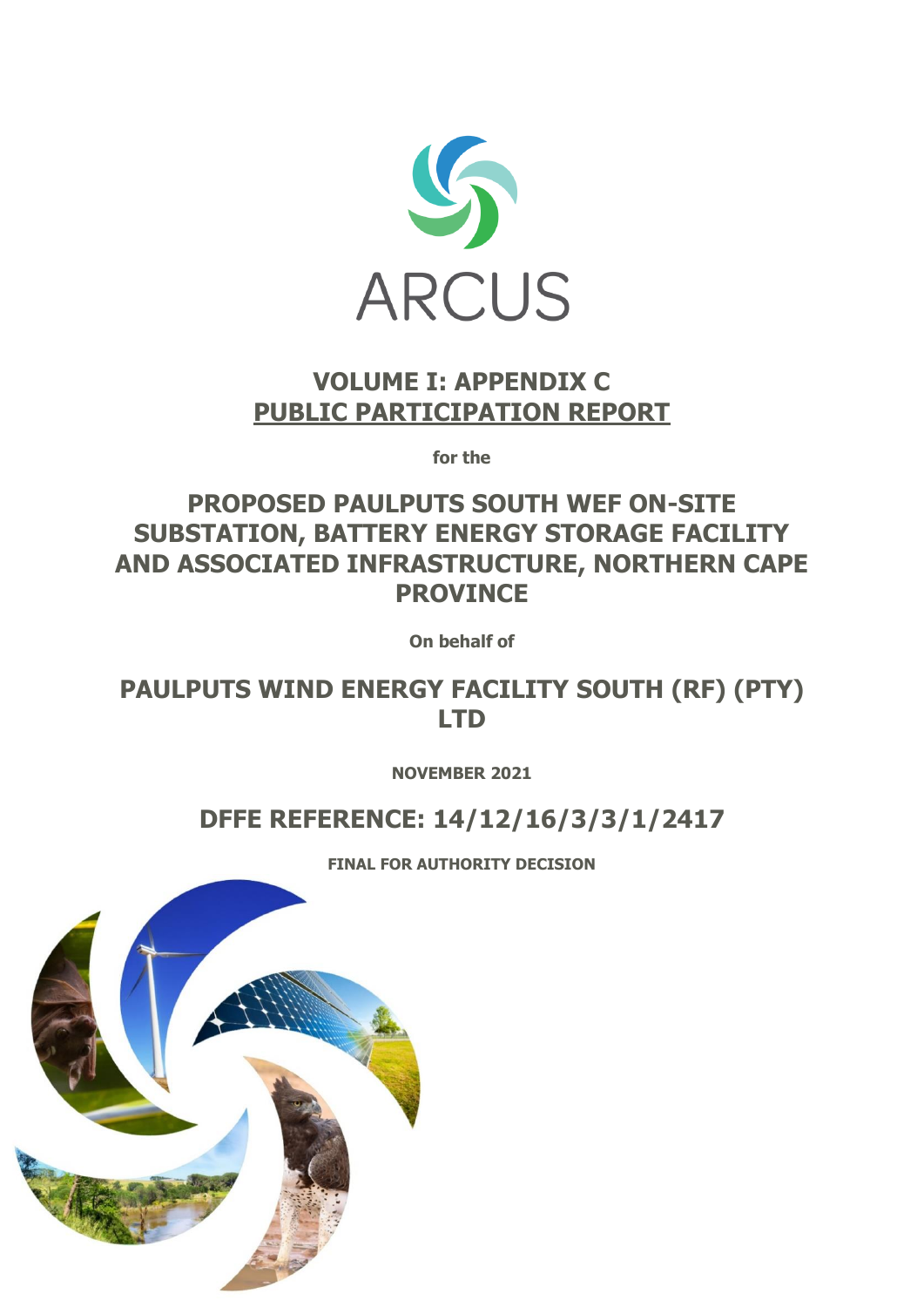ARCUS

# VOLUME I: APPENDIX C

## PUBLIC PARTICIPATION REPORT

**for the**

## PROPOSED PAULPUTS SOUTH WEF ON-SITE SUBSTATION, BATTERY ENERGY STORAGE FACILITY AND ASSOCIATED INFRASTRUCTURE, NORTHERN CAPE PROVINCE

**On behalf of**

## PAULPUTS WIND ENERGY FACILITY SOUTH (RF) (PTY) LTD

**NOVEMBER 2021**

## DFFE REFERENCE: 14/12/16/3/3/1/2417

**FINAL FOR AUTHORITY DECISION**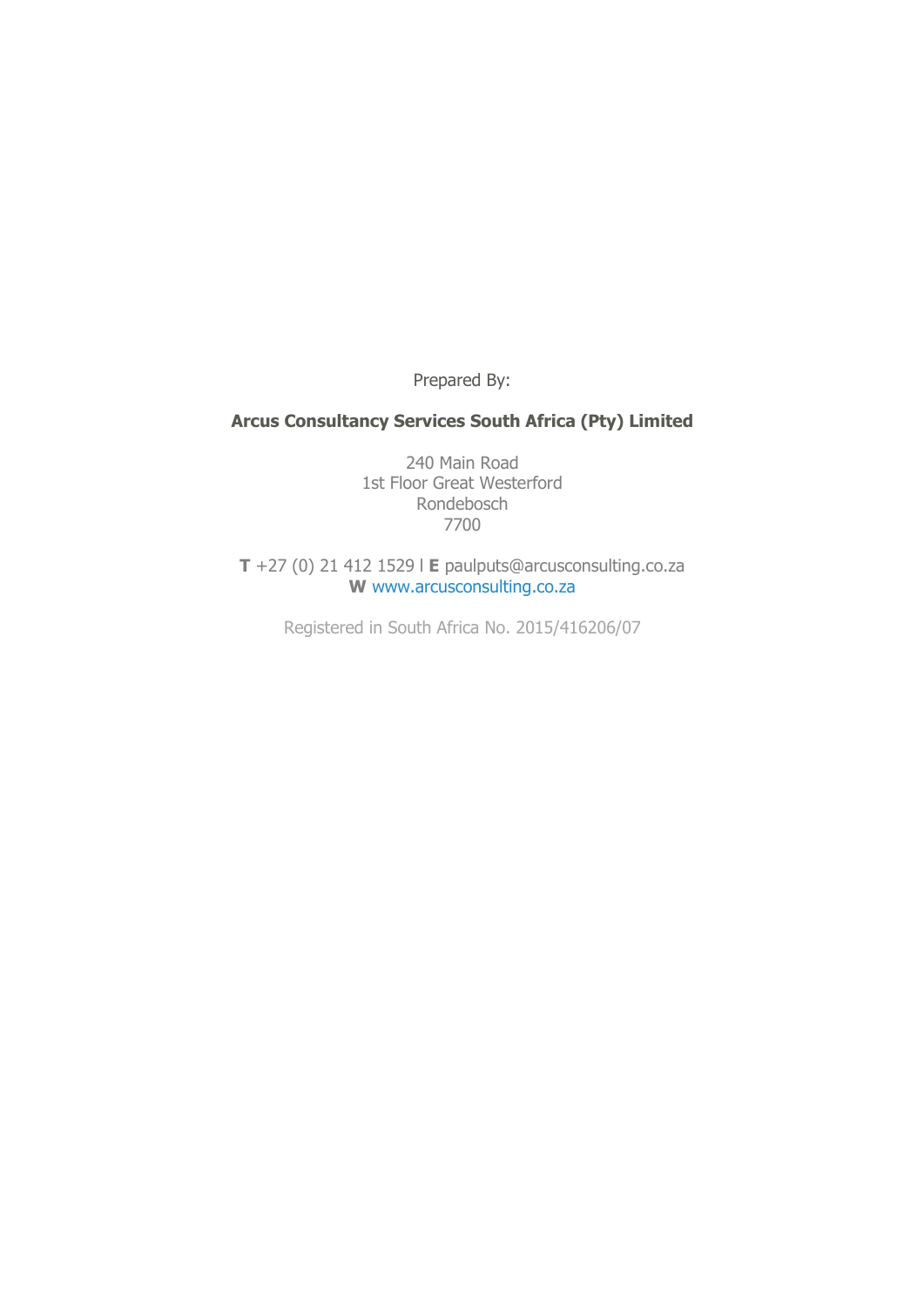Prepared By:

**Arcus Consultancy Services South Africa (Pty) Limited**

240 Main Road
1st Floor Great Westerford
Rondebosch
7700

**T** +27 (0) 21 412 1529 l **E** paulputs@arcusconsulting.co.za
**W** www.arcusconsulting.co.za

Registered in South Africa No. 2015/416206/07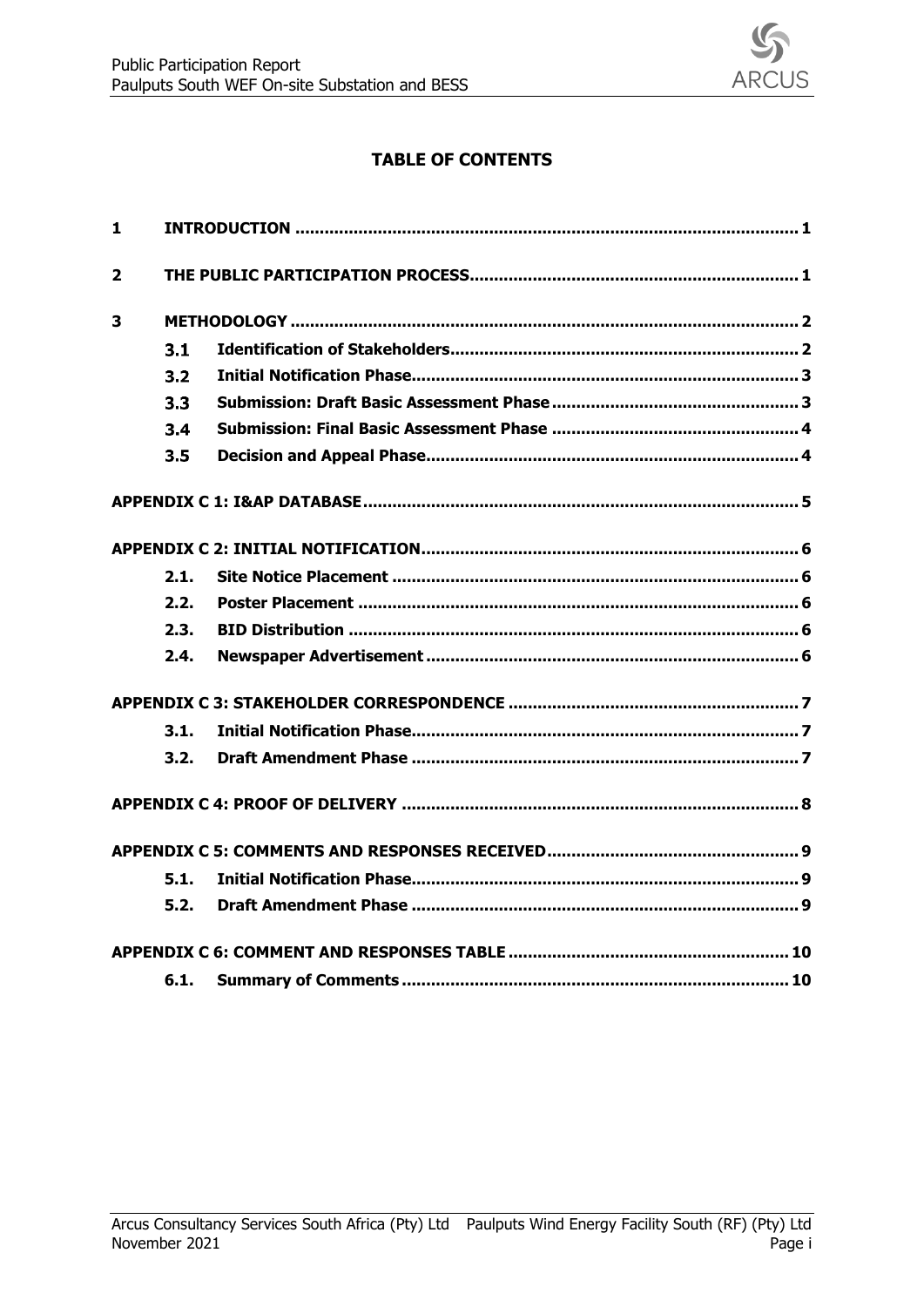## TABLE OF CONTENTS

| | | |
|---|---|---|
| **1** | **INTRODUCTION** | **1** |
| **2** | **THE PUBLIC PARTICIPATION PROCESS** | **1** |
| **3** | **METHODOLOGY** | **2** |
| 3.1 | **Identification of Stakeholders** | **2** |
| 3.2 | **Initial Notification Phase** | **3** |
| 3.3 | **Submission: Draft Basic Assessment Phase** | **3** |
| 3.4 | **Submission: Final Basic Assessment Phase** | **4** |
| 3.5 | **Decision and Appeal Phase** | **4** |
| **APPENDIX C 1: I&AP DATABASE** | | **5** |
| **APPENDIX C 2: INITIAL NOTIFICATION** | | **6** |
| 2.1. | **Site Notice Placement** | **6** |
| 2.2. | **Poster Placement** | **6** |
| 2.3. | **BID Distribution** | **6** |
| 2.4. | **Newspaper Advertisement** | **6** |
| **APPENDIX C 3: STAKEHOLDER CORRESPONDENCE** | | **7** |
| 3.1. | **Initial Notification Phase** | **7** |
| 3.2. | **Draft Amendment Phase** | **7** |
| **APPENDIX C 4: PROOF OF DELIVERY** | | **8** |
| **APPENDIX C 5: COMMENTS AND RESPONSES RECEIVED** | | **9** |
| 5.1. | **Initial Notification Phase** | **9** |
| 5.2. | **Draft Amendment Phase** | **9** |
| **APPENDIX C 6: COMMENT AND RESPONSES TABLE** | | **10** |
| 6.1. | **Summary of Comments** | **10** |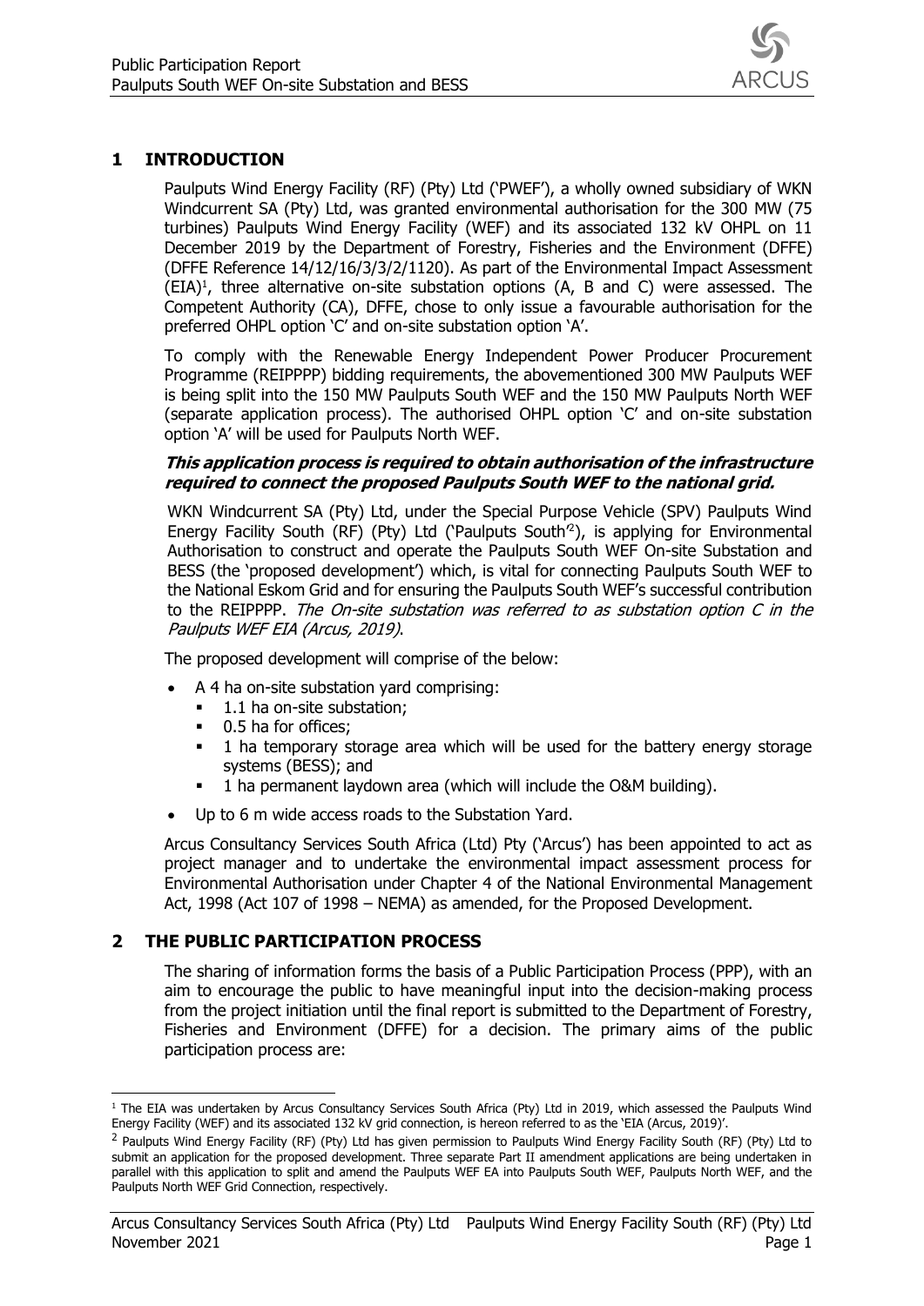## 1 INTRODUCTION

Paulputs Wind Energy Facility (RF) (Pty) Ltd ('PWEF'), a wholly owned subsidiary of WKN Windcurrent SA (Pty) Ltd, was granted environmental authorisation for the 300 MW (75 turbines) Paulputs Wind Energy Facility (WEF) and its associated 132 kV OHPL on 11 December 2019 by the Department of Forestry, Fisheries and the Environment (DFFE) (DFFE Reference 14/12/16/3/3/2/1120). As part of the Environmental Impact Assessment (EIA)[1], three alternative on-site substation options (A, B and C) were assessed. The Competent Authority (CA), DFFE, chose to only issue a favourable authorisation for the preferred OHPL option 'C' and on-site substation option 'A'.

To comply with the Renewable Energy Independent Power Producer Procurement Programme (REIPPPP) bidding requirements, the abovementioned 300 MW Paulputs WEF is being split into the 150 MW Paulputs South WEF and the 150 MW Paulputs North WEF (separate application process). The authorised OHPL option 'C' and on-site substation option 'A' will be used for Paulputs North WEF.

***This application process is required to obtain authorisation of the infrastructure required to connect the proposed Paulputs South WEF to the national grid.***

WKN Windcurrent SA (Pty) Ltd, under the Special Purpose Vehicle (SPV) Paulputs Wind Energy Facility South (RF) (Pty) Ltd ('Paulputs South'[2]), is applying for Environmental Authorisation to construct and operate the Paulputs South WEF On-site Substation and BESS (the 'proposed development') which, is vital for connecting Paulputs South WEF to the National Eskom Grid and for ensuring the Paulputs South WEF's successful contribution to the REIPPPP. *The On-site substation was referred to as substation option C in the Paulputs WEF EIA (Arcus, 2019).*

The proposed development will comprise of the below:

- A 4 ha on-site substation yard comprising:
  - 1.1 ha on-site substation;
  - 0.5 ha for offices;
  - 1 ha temporary storage area which will be used for the battery energy storage systems (BESS); and
  - 1 ha permanent laydown area (which will include the O&M building).
- Up to 6 m wide access roads to the Substation Yard.

Arcus Consultancy Services South Africa (Ltd) Pty ('Arcus') has been appointed to act as project manager and to undertake the environmental impact assessment process for Environmental Authorisation under Chapter 4 of the National Environmental Management Act, 1998 (Act 107 of 1998 – NEMA) as amended, for the Proposed Development.

## 2 THE PUBLIC PARTICIPATION PROCESS

The sharing of information forms the basis of a Public Participation Process (PPP), with an aim to encourage the public to have meaningful input into the decision-making process from the project initiation until the final report is submitted to the Department of Forestry, Fisheries and Environment (DFFE) for a decision. The primary aims of the public participation process are:

---

[1] The EIA was undertaken by Arcus Consultancy Services South Africa (Pty) Ltd in 2019, which assessed the Paulputs Wind Energy Facility (WEF) and its associated 132 kV grid connection, is hereon referred to as the 'EIA (Arcus, 2019)'.

[2] Paulputs Wind Energy Facility (RF) (Pty) Ltd has given permission to Paulputs Wind Energy Facility South (RF) (Pty) Ltd to submit an application for the proposed development. Three separate Part II amendment applications are being undertaken in parallel with this application to split and amend the Paulputs WEF EA into Paulputs South WEF, Paulputs North WEF, and the Paulputs North WEF Grid Connection, respectively.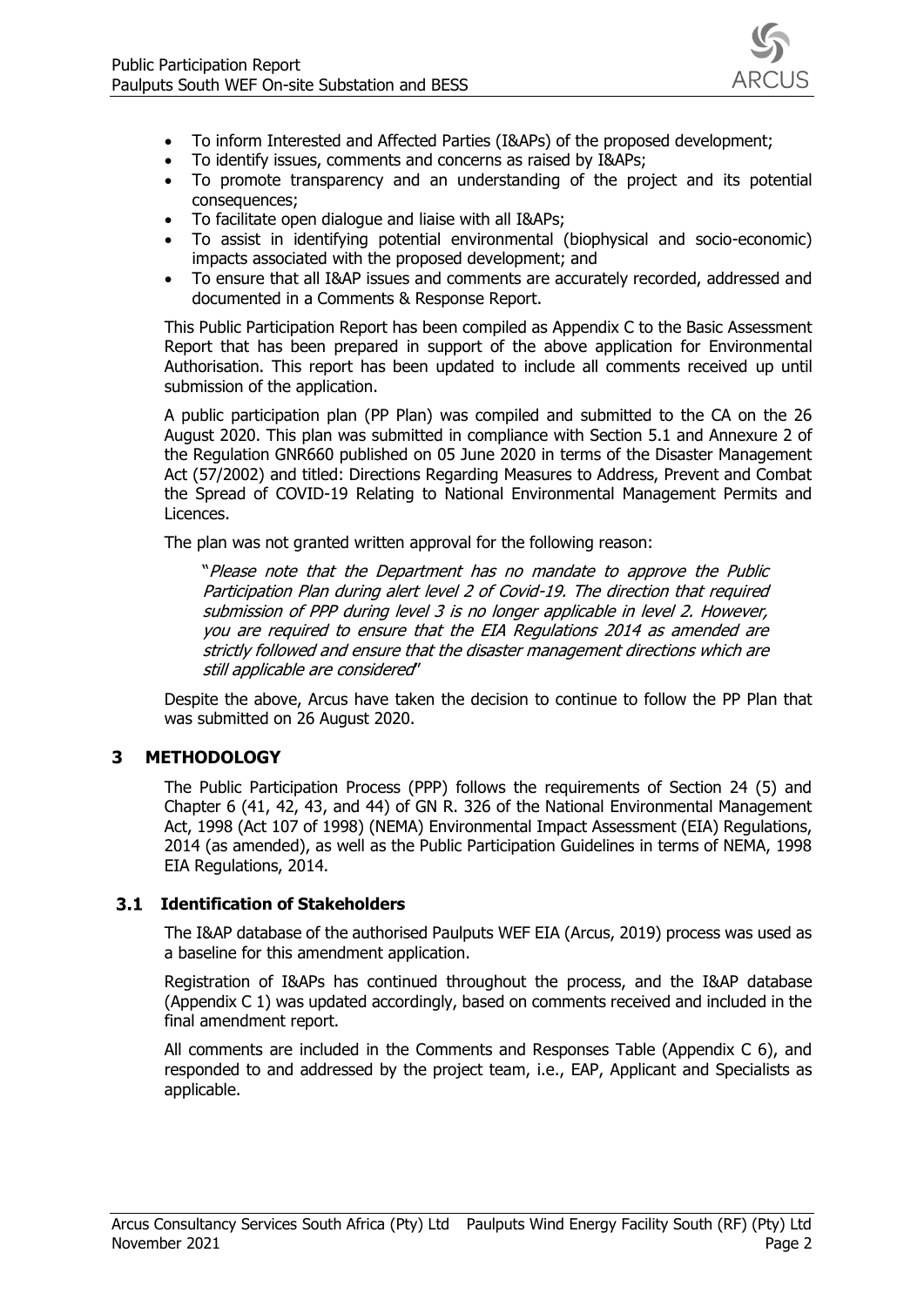- To inform Interested and Affected Parties (I&APs) of the proposed development;
- To identify issues, comments and concerns as raised by I&APs;
- To promote transparency and an understanding of the project and its potential consequences;
- To facilitate open dialogue and liaise with all I&APs;
- To assist in identifying potential environmental (biophysical and socio-economic) impacts associated with the proposed development; and
- To ensure that all I&AP issues and comments are accurately recorded, addressed and documented in a Comments & Response Report.

This Public Participation Report has been compiled as Appendix C to the Basic Assessment Report that has been prepared in support of the above application for Environmental Authorisation. This report has been updated to include all comments received up until submission of the application.

A public participation plan (PP Plan) was compiled and submitted to the CA on the 26 August 2020. This plan was submitted in compliance with Section 5.1 and Annexure 2 of the Regulation GNR660 published on 05 June 2020 in terms of the Disaster Management Act (57/2002) and titled: Directions Regarding Measures to Address, Prevent and Combat the Spread of COVID-19 Relating to National Environmental Management Permits and Licences.

The plan was not granted written approval for the following reason:

> "*Please note that the Department has no mandate to approve the Public Participation Plan during alert level 2 of Covid-19. The direction that required submission of PPP during level 3 is no longer applicable in level 2. However, you are required to ensure that the EIA Regulations 2014 as amended are strictly followed and ensure that the disaster management directions which are still applicable are considered*"

Despite the above, Arcus have taken the decision to continue to follow the PP Plan that was submitted on 26 August 2020.

# 3 METHODOLOGY

The Public Participation Process (PPP) follows the requirements of Section 24 (5) and Chapter 6 (41, 42, 43, and 44) of GN R. 326 of the National Environmental Management Act, 1998 (Act 107 of 1998) (NEMA) Environmental Impact Assessment (EIA) Regulations, 2014 (as amended), as well as the Public Participation Guidelines in terms of NEMA, 1998 EIA Regulations, 2014.

## 3.1 Identification of Stakeholders

The I&AP database of the authorised Paulputs WEF EIA (Arcus, 2019) process was used as a baseline for this amendment application.

Registration of I&APs has continued throughout the process, and the I&AP database (Appendix C 1) was updated accordingly, based on comments received and included in the final amendment report.

All comments are included in the Comments and Responses Table (Appendix C 6), and responded to and addressed by the project team, i.e., EAP, Applicant and Specialists as applicable.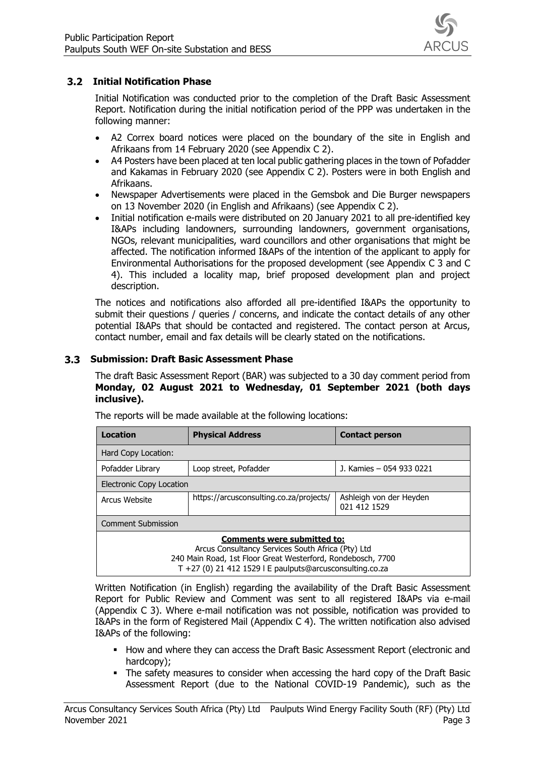## 3.2 Initial Notification Phase

Initial Notification was conducted prior to the completion of the Draft Basic Assessment Report. Notification during the initial notification period of the PPP was undertaken in the following manner:

- A2 Correx board notices were placed on the boundary of the site in English and Afrikaans from 14 February 2020 (see Appendix C 2).
- A4 Posters have been placed at ten local public gathering places in the town of Pofadder and Kakamas in February 2020 (see Appendix C 2). Posters were in both English and Afrikaans.
- Newspaper Advertisements were placed in the Gemsbok and Die Burger newspapers on 13 November 2020 (in English and Afrikaans) (see Appendix C 2).
- Initial notification e-mails were distributed on 20 January 2021 to all pre-identified key I&APs including landowners, surrounding landowners, government organisations, NGOs, relevant municipalities, ward councillors and other organisations that might be affected. The notification informed I&APs of the intention of the applicant to apply for Environmental Authorisations for the proposed development (see Appendix C 3 and C 4). This included a locality map, brief proposed development plan and project description.

The notices and notifications also afforded all pre-identified I&APs the opportunity to submit their questions / queries / concerns, and indicate the contact details of any other potential I&APs that should be contacted and registered. The contact person at Arcus, contact number, email and fax details will be clearly stated on the notifications.

## 3.3 Submission: Draft Basic Assessment Phase

The draft Basic Assessment Report (BAR) was subjected to a 30 day comment period from **Monday, 02 August 2021 to Wednesday, 01 September 2021 (both days inclusive).**

The reports will be made available at the following locations:

| Location | Physical Address | Contact person |
|---|---|---|
| Hard Copy Location: | | |
| Pofadder Library | Loop street, Pofadder | J. Kamies – 054 933 0221 |
| Electronic Copy Location | | |
| Arcus Website | https://arcusconsulting.co.za/projects/ | Ashleigh von der Heyden 021 412 1529 |
| Comment Submission | | |
| **Comments were submitted to:** Arcus Consultancy Services South Africa (Pty) Ltd 240 Main Road, 1st Floor Great Westerford, Rondebosch, 7700 T +27 (0) 21 412 1529 l E paulputs@arcusconsulting.co.za | | |

Written Notification (in English) regarding the availability of the Draft Basic Assessment Report for Public Review and Comment was sent to all registered I&APs via e-mail (Appendix C 3). Where e-mail notification was not possible, notification was provided to I&APs in the form of Registered Mail (Appendix C 4). The written notification also advised I&APs of the following:

- How and where they can access the Draft Basic Assessment Report (electronic and hardcopy);
- The safety measures to consider when accessing the hard copy of the Draft Basic Assessment Report (due to the National COVID-19 Pandemic), such as the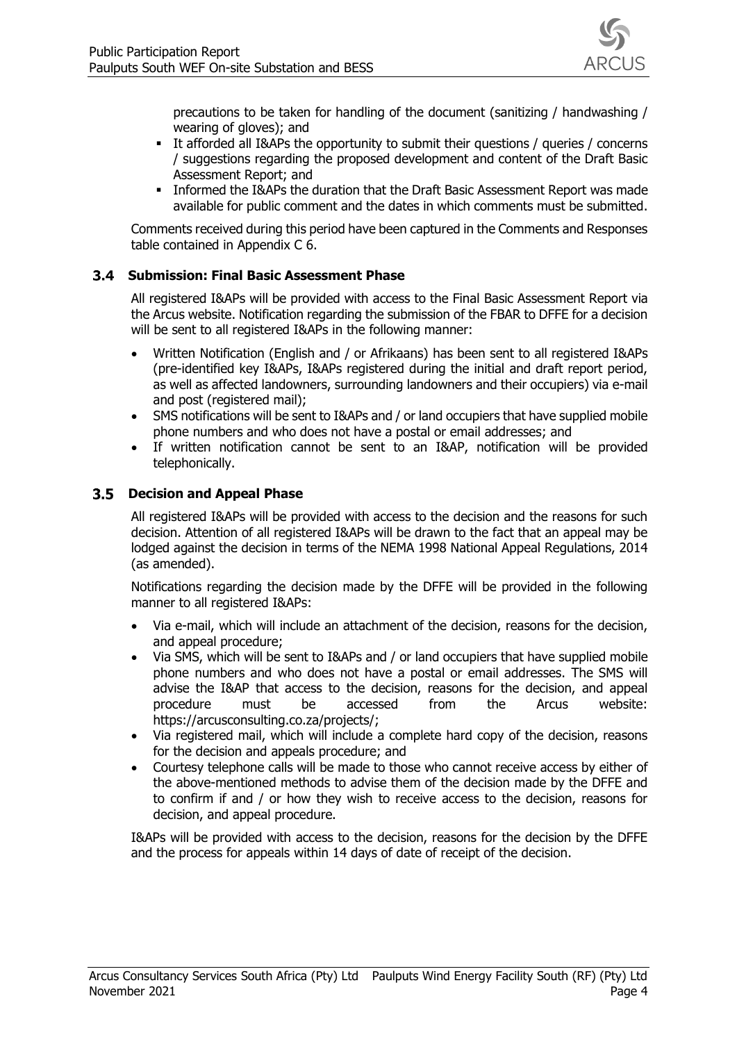- precautions to be taken for handling of the document (sanitizing / handwashing / wearing of gloves); and
  - It afforded all I&APs the opportunity to submit their questions / queries / concerns / suggestions regarding the proposed development and content of the Draft Basic Assessment Report; and
  - Informed the I&APs the duration that the Draft Basic Assessment Report was made available for public comment and the dates in which comments must be submitted.

Comments received during this period have been captured in the Comments and Responses table contained in Appendix C 6.

### 3.4 Submission: Final Basic Assessment Phase

All registered I&APs will be provided with access to the Final Basic Assessment Report via the Arcus website. Notification regarding the submission of the FBAR to DFFE for a decision will be sent to all registered I&APs in the following manner:

- Written Notification (English and / or Afrikaans) has been sent to all registered I&APs (pre-identified key I&APs, I&APs registered during the initial and draft report period, as well as affected landowners, surrounding landowners and their occupiers) via e-mail and post (registered mail);
- SMS notifications will be sent to I&APs and / or land occupiers that have supplied mobile phone numbers and who does not have a postal or email addresses; and
- If written notification cannot be sent to an I&AP, notification will be provided telephonically.

### 3.5 Decision and Appeal Phase

All registered I&APs will be provided with access to the decision and the reasons for such decision. Attention of all registered I&APs will be drawn to the fact that an appeal may be lodged against the decision in terms of the NEMA 1998 National Appeal Regulations, 2014 (as amended).

Notifications regarding the decision made by the DFFE will be provided in the following manner to all registered I&APs:

- Via e-mail, which will include an attachment of the decision, reasons for the decision, and appeal procedure;
- Via SMS, which will be sent to I&APs and / or land occupiers that have supplied mobile phone numbers and who does not have a postal or email addresses. The SMS will advise the I&AP that access to the decision, reasons for the decision, and appeal procedure must be accessed from the Arcus website: https://arcusconsulting.co.za/projects/;
- Via registered mail, which will include a complete hard copy of the decision, reasons for the decision and appeals procedure; and
- Courtesy telephone calls will be made to those who cannot receive access by either of the above-mentioned methods to advise them of the decision made by the DFFE and to confirm if and / or how they wish to receive access to the decision, reasons for decision, and appeal procedure.

I&APs will be provided with access to the decision, reasons for the decision by the DFFE and the process for appeals within 14 days of date of receipt of the decision.